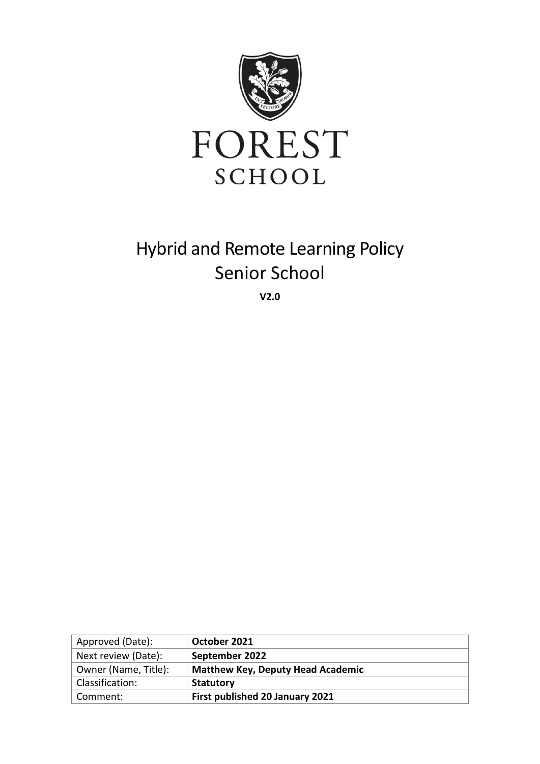FOREST

SCHOOL

# Hybrid and Remote Learning Policy
# Senior School

**V2.0**

| Approved (Date): | **October 2021** |
|---|---|
| Next review (Date): | **September 2022** |
| Owner (Name, Title): | **Matthew Key, Deputy Head Academic** |
| Classification: | **Statutory** |
| Comment: | **First published 20 January 2021** |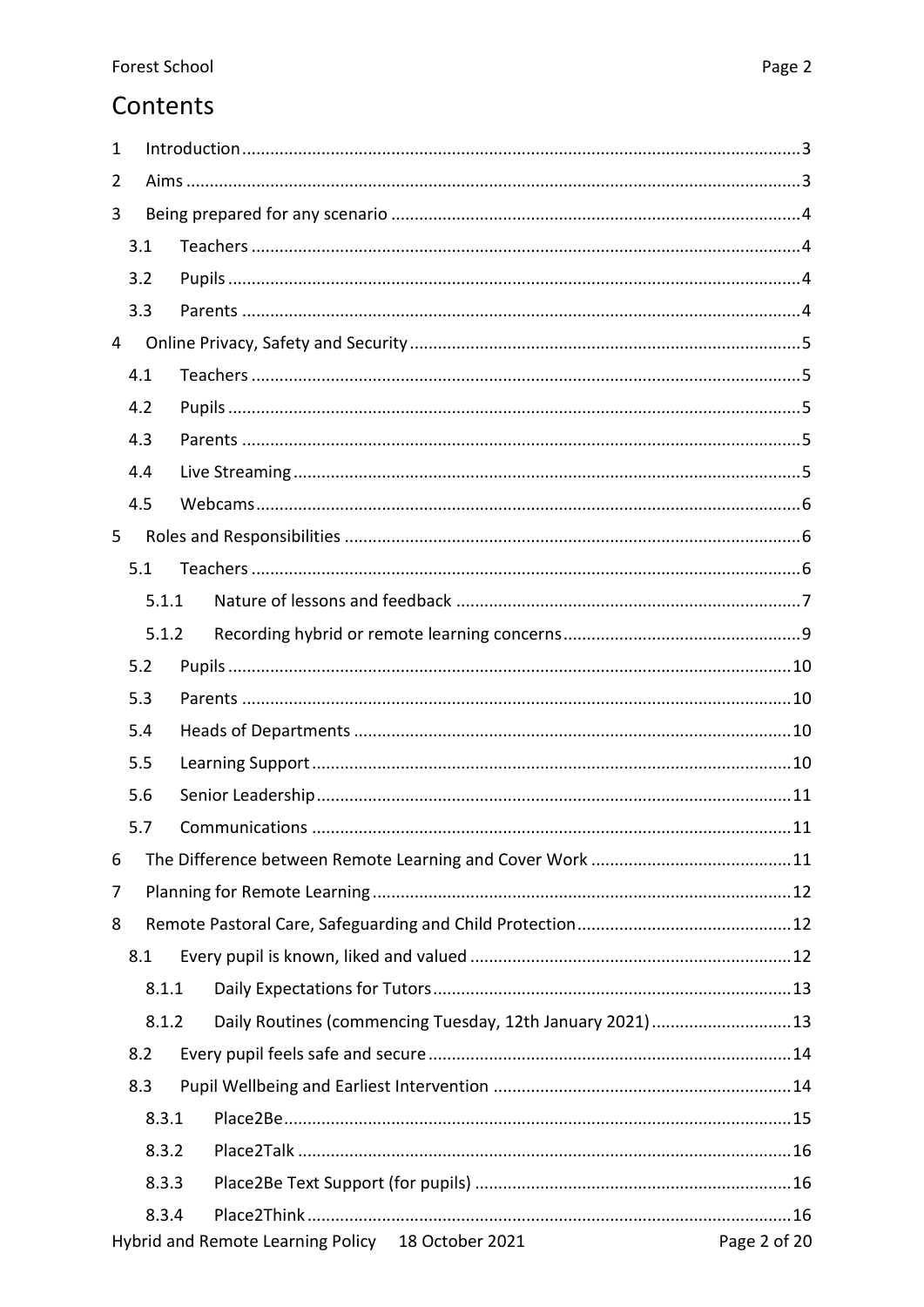# Contents

1 Introduction ....................................................................................................................3

2 Aims ..............................................................................................................................3

3 Being prepared for any scenario ....................................................................................4

- 3.1 Teachers ..................................................................................................................4
- 3.2 Pupils .......................................................................................................................4
- 3.3 Parents .....................................................................................................................4

4 Online Privacy, Safety and Security .................................................................................5

- 4.1 Teachers ..................................................................................................................5
- 4.2 Pupils .......................................................................................................................5
- 4.3 Parents .....................................................................................................................5
- 4.4 Live Streaming ..........................................................................................................5
- 4.5 Webcams ..................................................................................................................6

5 Roles and Responsibilities ...............................................................................................6

- 5.1 Teachers ..................................................................................................................6
  - 5.1.1 Nature of lessons and feedback ........................................................................7
  - 5.1.2 Recording hybrid or remote learning concerns .................................................9
- 5.2 Pupils .......................................................................................................................10
- 5.3 Parents .....................................................................................................................10
- 5.4 Heads of Departments .............................................................................................10
- 5.5 Learning Support ......................................................................................................10
- 5.6 Senior Leadership .....................................................................................................11
- 5.7 Communications ......................................................................................................11

6 The Difference between Remote Learning and Cover Work ..........................................11

7 Planning for Remote Learning ........................................................................................12

8 Remote Pastoral Care, Safeguarding and Child Protection ............................................12

- 8.1 Every pupil is known, liked and valued ....................................................................12
  - 8.1.1 Daily Expectations for Tutors ............................................................................13
  - 8.1.2 Daily Routines (commencing Tuesday, 12th January 2021) .............................13
- 8.2 Every pupil feels safe and secure .............................................................................14
- 8.3 Pupil Wellbeing and Earliest Intervention ...............................................................14
  - 8.3.1 Place2Be ...........................................................................................................15
  - 8.3.2 Place2Talk .........................................................................................................16
  - 8.3.3 Place2Be Text Support (for pupils) ...................................................................16
  - 8.3.4 Place2Think .......................................................................................................16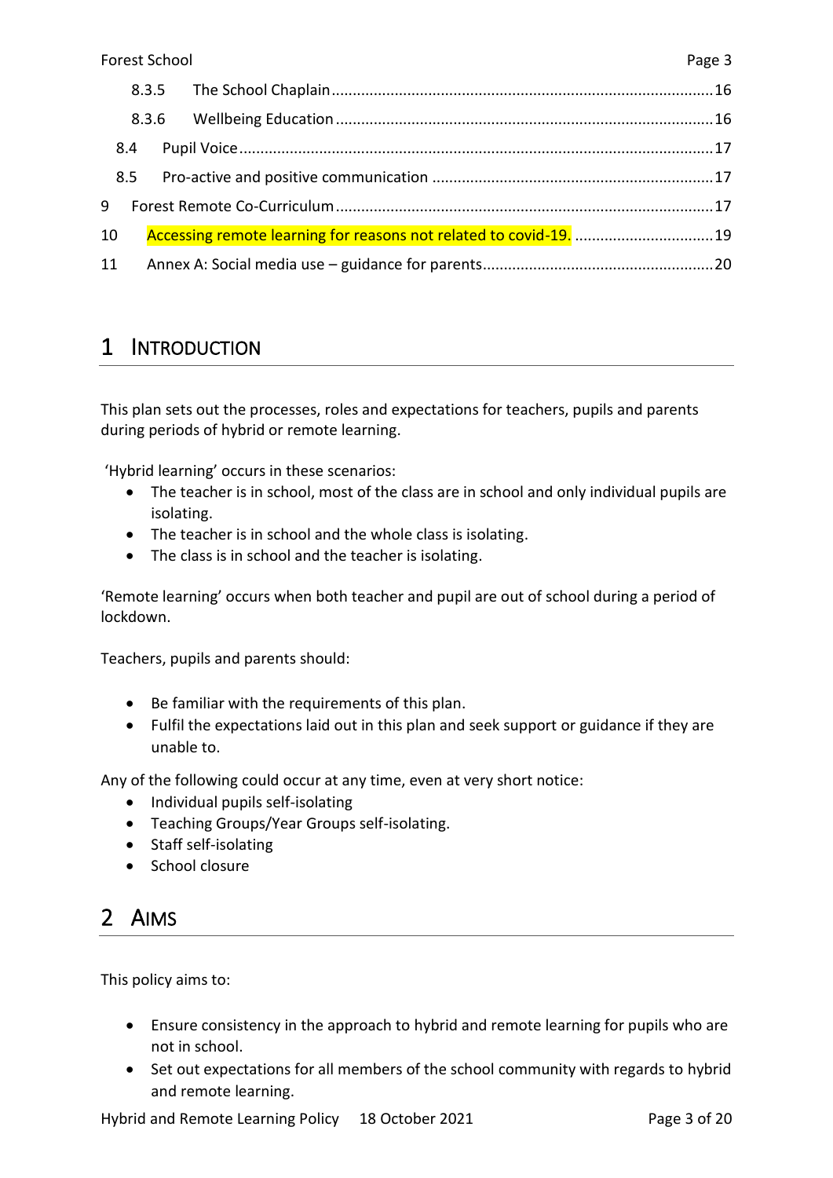8.3.5 The School Chaplain ........................................................................................ 16

8.3.6 Wellbeing Education ....................................................................................... 16

8.4 Pupil Voice ............................................................................................................ 17

8.5 Pro-active and positive communication ................................................................. 17

9 Forest Remote Co-Curriculum ..................................................................................... 17

10 Accessing remote learning for reasons not related to covid-19. ................................ 19

11 Annex A: Social media use – guidance for parents ..................................................... 20

# 1 Introduction

This plan sets out the processes, roles and expectations for teachers, pupils and parents during periods of hybrid or remote learning.

'Hybrid learning' occurs in these scenarios:

- The teacher is in school, most of the class are in school and only individual pupils are isolating.
- The teacher is in school and the whole class is isolating.
- The class is in school and the teacher is isolating.

'Remote learning' occurs when both teacher and pupil are out of school during a period of lockdown.

Teachers, pupils and parents should:

- Be familiar with the requirements of this plan.
- Fulfil the expectations laid out in this plan and seek support or guidance if they are unable to.

Any of the following could occur at any time, even at very short notice:

- Individual pupils self-isolating
- Teaching Groups/Year Groups self-isolating.
- Staff self-isolating
- School closure

# 2 Aims

This policy aims to:

- Ensure consistency in the approach to hybrid and remote learning for pupils who are not in school.
- Set out expectations for all members of the school community with regards to hybrid and remote learning.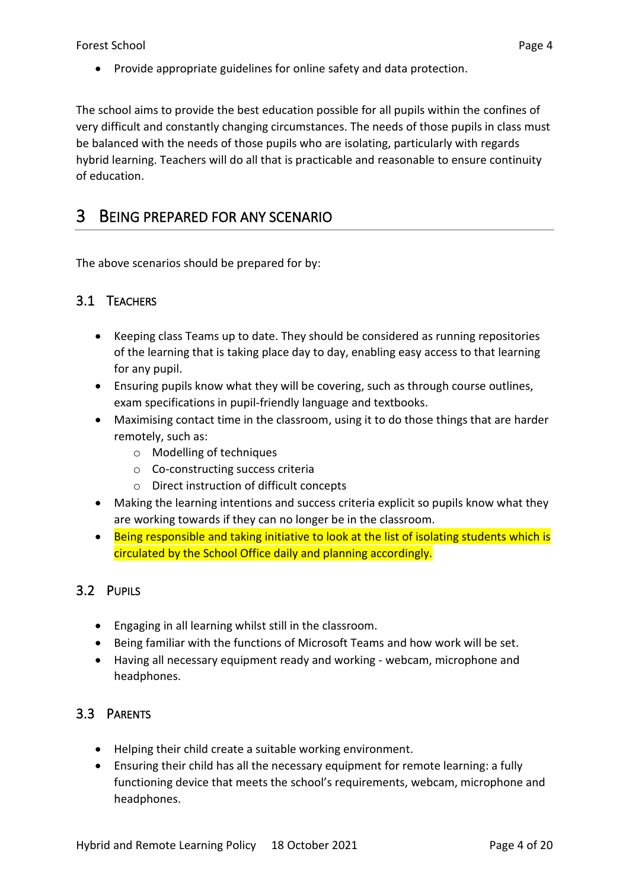- Provide appropriate guidelines for online safety and data protection.

The school aims to provide the best education possible for all pupils within the confines of very difficult and constantly changing circumstances. The needs of those pupils in class must be balanced with the needs of those pupils who are isolating, particularly with regards hybrid learning. Teachers will do all that is practicable and reasonable to ensure continuity of education.

# 3 Being Prepared for Any Scenario

The above scenarios should be prepared for by:

## 3.1 Teachers

- Keeping class Teams up to date. They should be considered as running repositories of the learning that is taking place day to day, enabling easy access to that learning for any pupil.
- Ensuring pupils know what they will be covering, such as through course outlines, exam specifications in pupil-friendly language and textbooks.
- Maximising contact time in the classroom, using it to do those things that are harder remotely, such as:
  - Modelling of techniques
  - Co-constructing success criteria
  - Direct instruction of difficult concepts
- Making the learning intentions and success criteria explicit so pupils know what they are working towards if they can no longer be in the classroom.
- Being responsible and taking initiative to look at the list of isolating students which is circulated by the School Office daily and planning accordingly.

## 3.2 Pupils

- Engaging in all learning whilst still in the classroom.
- Being familiar with the functions of Microsoft Teams and how work will be set.
- Having all necessary equipment ready and working - webcam, microphone and headphones.

## 3.3 Parents

- Helping their child create a suitable working environment.
- Ensuring their child has all the necessary equipment for remote learning: a fully functioning device that meets the school's requirements, webcam, microphone and headphones.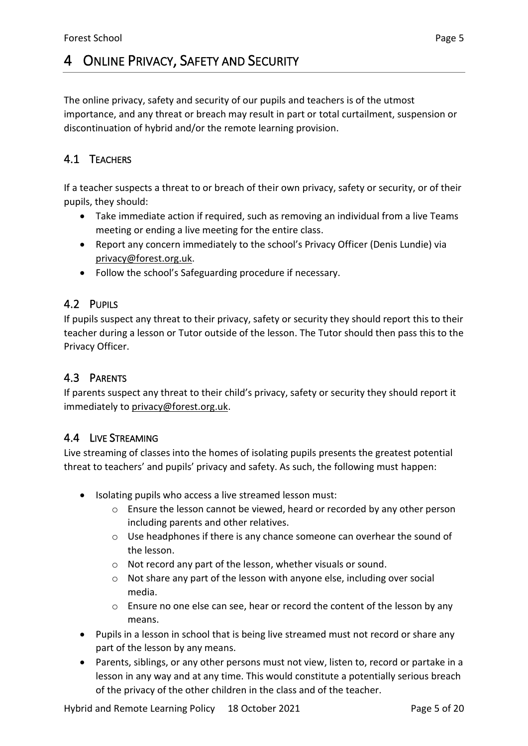# 4 Online Privacy, Safety and Security

The online privacy, safety and security of our pupils and teachers is of the utmost importance, and any threat or breach may result in part or total curtailment, suspension or discontinuation of hybrid and/or the remote learning provision.

## 4.1 Teachers

If a teacher suspects a threat to or breach of their own privacy, safety or security, or of their pupils, they should:

- Take immediate action if required, such as removing an individual from a live Teams meeting or ending a live meeting for the entire class.
- Report any concern immediately to the school's Privacy Officer (Denis Lundie) via privacy@forest.org.uk.
- Follow the school's Safeguarding procedure if necessary.

## 4.2 Pupils

If pupils suspect any threat to their privacy, safety or security they should report this to their teacher during a lesson or Tutor outside of the lesson. The Tutor should then pass this to the Privacy Officer.

## 4.3 Parents

If parents suspect any threat to their child's privacy, safety or security they should report it immediately to privacy@forest.org.uk.

## 4.4 Live Streaming

Live streaming of classes into the homes of isolating pupils presents the greatest potential threat to teachers' and pupils' privacy and safety. As such, the following must happen:

- Isolating pupils who access a live streamed lesson must:
  - Ensure the lesson cannot be viewed, heard or recorded by any other person including parents and other relatives.
  - Use headphones if there is any chance someone can overhear the sound of the lesson.
  - Not record any part of the lesson, whether visuals or sound.
  - Not share any part of the lesson with anyone else, including over social media.
  - Ensure no one else can see, hear or record the content of the lesson by any means.
- Pupils in a lesson in school that is being live streamed must not record or share any part of the lesson by any means.
- Parents, siblings, or any other persons must not view, listen to, record or partake in a lesson in any way and at any time. This would constitute a potentially serious breach of the privacy of the other children in the class and of the teacher.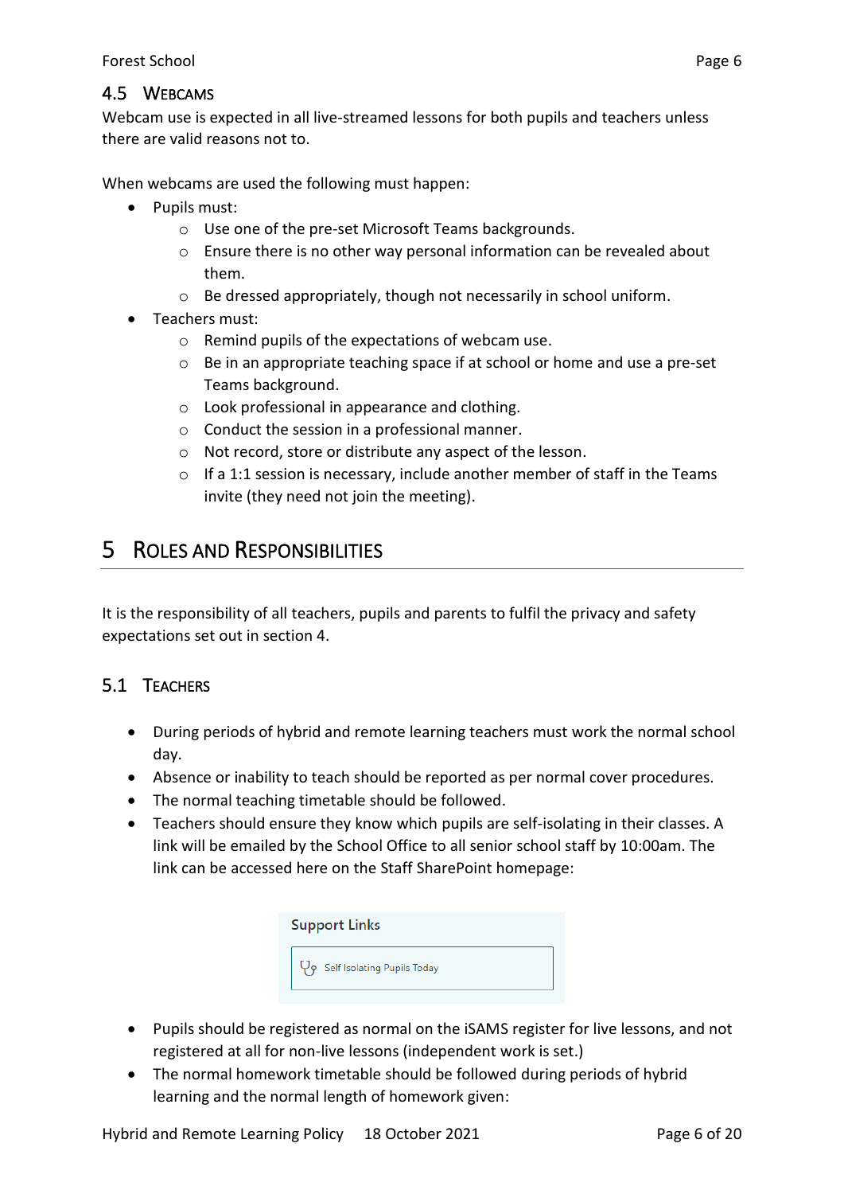## 4.5 Webcams

Webcam use is expected in all live-streamed lessons for both pupils and teachers unless there are valid reasons not to.

When webcams are used the following must happen:

- Pupils must:
    - Use one of the pre-set Microsoft Teams backgrounds.
    - Ensure there is no other way personal information can be revealed about them.
    - Be dressed appropriately, though not necessarily in school uniform.
- Teachers must:
    - Remind pupils of the expectations of webcam use.
    - Be in an appropriate teaching space if at school or home and use a pre-set Teams background.
    - Look professional in appearance and clothing.
    - Conduct the session in a professional manner.
    - Not record, store or distribute any aspect of the lesson.
    - If a 1:1 session is necessary, include another member of staff in the Teams invite (they need not join the meeting).

# 5 Roles and Responsibilities

It is the responsibility of all teachers, pupils and parents to fulfil the privacy and safety expectations set out in section 4.

## 5.1 Teachers

- During periods of hybrid and remote learning teachers must work the normal school day.
- Absence or inability to teach should be reported as per normal cover procedures.
- The normal teaching timetable should be followed.
- Teachers should ensure they know which pupils are self-isolating in their classes. A link will be emailed by the School Office to all senior school staff by 10:00am. The link can be accessed here on the Staff SharePoint homepage:

Support Links

Self Isolating Pupils Today

- Pupils should be registered as normal on the iSAMS register for live lessons, and not registered at all for non-live lessons (independent work is set.)
- The normal homework timetable should be followed during periods of hybrid learning and the normal length of homework given: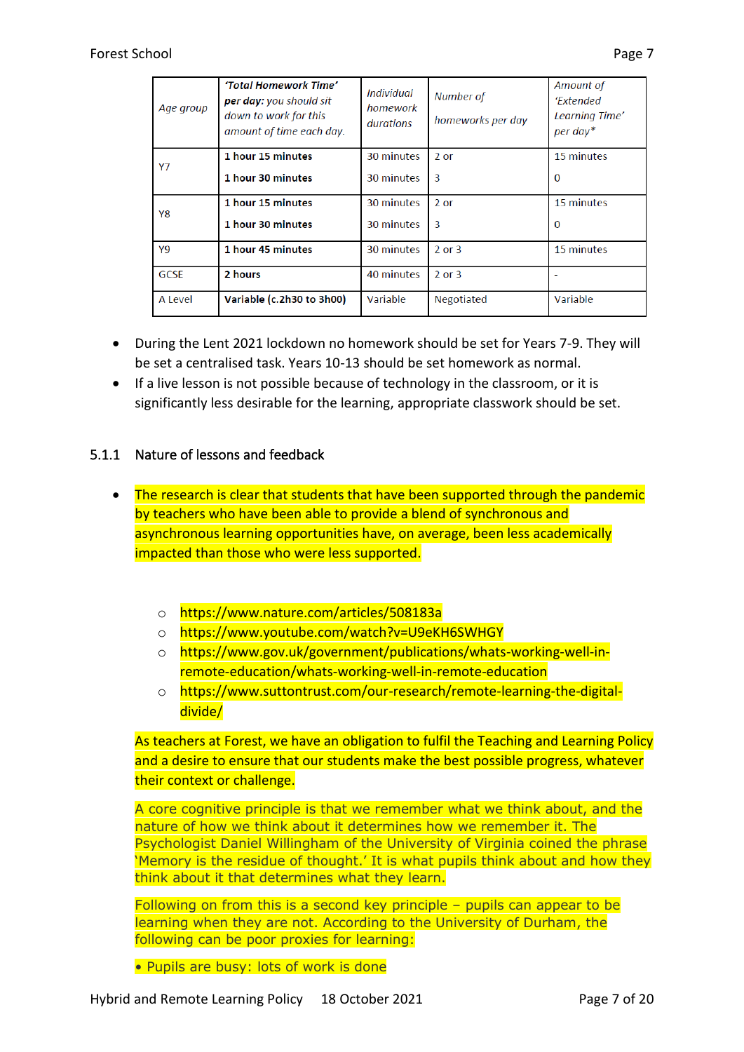| Age group | *'Total Homework Time'* ***per day:*** *you should sit down to work for this amount of time each day.* | *Individual homework durations* | *Number of homeworks per day* | *Amount of 'Extended Learning Time' per day** |
|---|---|---|---|---|
| Y7 | **1 hour 15 minutes**<br>**1 hour 30 minutes** | 30 minutes<br>30 minutes | 2 or<br>3 | 15 minutes<br>0 |
| Y8 | **1 hour 15 minutes**<br>**1 hour 30 minutes** | 30 minutes<br>30 minutes | 2 or<br>3 | 15 minutes<br>0 |
| Y9 | **1 hour 45 minutes** | 30 minutes | 2 or 3 | 15 minutes |
| GCSE | **2 hours** | 40 minutes | 2 or 3 | - |
| A Level | **Variable (c.2h30 to 3h00)** | Variable | Negotiated | Variable |

- During the Lent 2021 lockdown no homework should be set for Years 7-9. They will be set a centralised task. Years 10-13 should be set homework as normal.
- If a live lesson is not possible because of technology in the classroom, or it is significantly less desirable for the learning, appropriate classwork should be set.

### 5.1.1 Nature of lessons and feedback

- The research is clear that students that have been supported through the pandemic by teachers who have been able to provide a blend of synchronous and asynchronous learning opportunities have, on average, been less academically impacted than those who were less supported.

  - https://www.nature.com/articles/508183a
  - https://www.youtube.com/watch?v=U9eKH6SWHGY
  - https://www.gov.uk/government/publications/whats-working-well-in-remote-education/whats-working-well-in-remote-education
  - https://www.suttontrust.com/our-research/remote-learning-the-digital-divide/

  As teachers at Forest, we have an obligation to fulfil the Teaching and Learning Policy and a desire to ensure that our students make the best possible progress, whatever their context or challenge.

  A core cognitive principle is that we remember what we think about, and the nature of how we think about it determines how we remember it. The Psychologist Daniel Willingham of the University of Virginia coined the phrase 'Memory is the residue of thought.' It is what pupils think about and how they think about it that determines what they learn.

  Following on from this is a second key principle – pupils can appear to be learning when they are not. According to the University of Durham, the following can be poor proxies for learning:

  • Pupils are busy: lots of work is done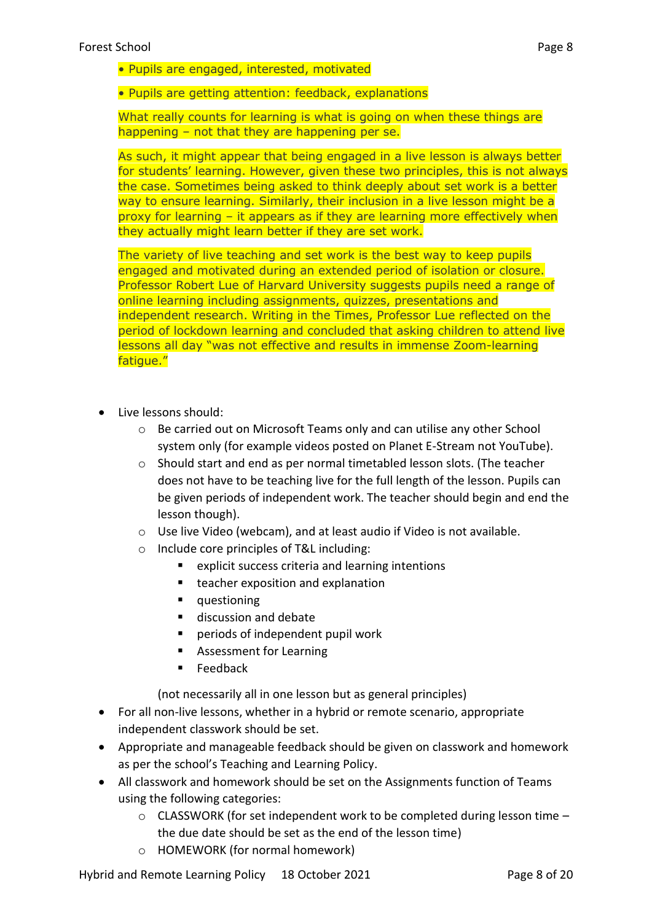- Pupils are engaged, interested, motivated
- Pupils are getting attention: feedback, explanations

What really counts for learning is what is going on when these things are happening – not that they are happening per se.

As such, it might appear that being engaged in a live lesson is always better for students' learning. However, given these two principles, this is not always the case. Sometimes being asked to think deeply about set work is a better way to ensure learning. Similarly, their inclusion in a live lesson might be a proxy for learning – it appears as if they are learning more effectively when they actually might learn better if they are set work.

The variety of live teaching and set work is the best way to keep pupils engaged and motivated during an extended period of isolation or closure. Professor Robert Lue of Harvard University suggests pupils need a range of online learning including assignments, quizzes, presentations and independent research. Writing in the Times, Professor Lue reflected on the period of lockdown learning and concluded that asking children to attend live lessons all day "was not effective and results in immense Zoom-learning fatigue."

- Live lessons should:
  - Be carried out on Microsoft Teams only and can utilise any other School system only (for example videos posted on Planet E-Stream not YouTube).
  - Should start and end as per normal timetabled lesson slots. (The teacher does not have to be teaching live for the full length of the lesson. Pupils can be given periods of independent work. The teacher should begin and end the lesson though).
  - Use live Video (webcam), and at least audio if Video is not available.
  - Include core principles of T&L including:
    - explicit success criteria and learning intentions
    - teacher exposition and explanation
    - questioning
    - discussion and debate
    - periods of independent pupil work
    - Assessment for Learning
    - Feedback

    (not necessarily all in one lesson but as general principles)
- For all non-live lessons, whether in a hybrid or remote scenario, appropriate independent classwork should be set.
- Appropriate and manageable feedback should be given on classwork and homework as per the school's Teaching and Learning Policy.
- All classwork and homework should be set on the Assignments function of Teams using the following categories:
  - CLASSWORK (for set independent work to be completed during lesson time – the due date should be set as the end of the lesson time)
  - HOMEWORK (for normal homework)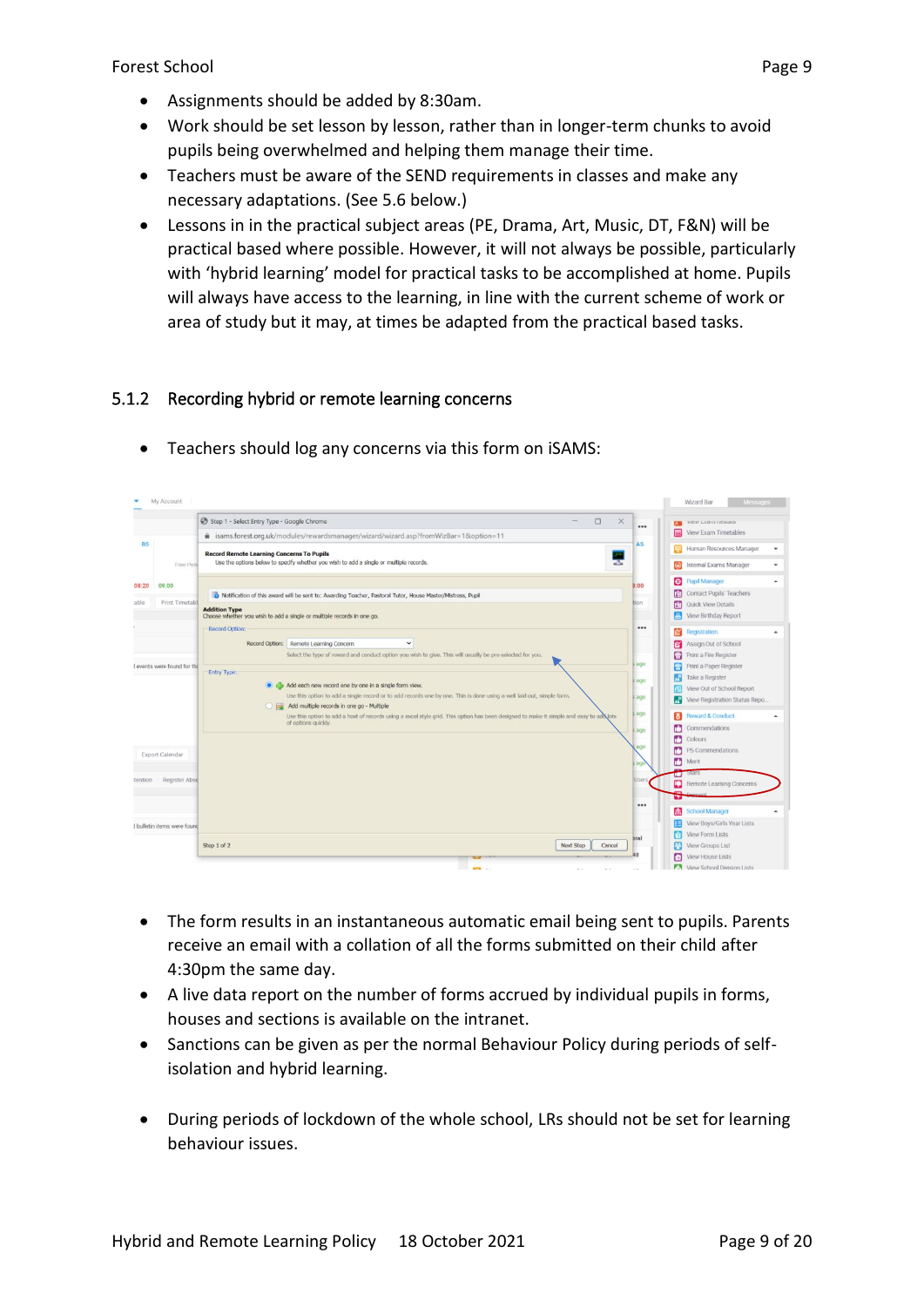- Assignments should be added by 8:30am.
- Work should be set lesson by lesson, rather than in longer-term chunks to avoid pupils being overwhelmed and helping them manage their time.
- Teachers must be aware of the SEND requirements in classes and make any necessary adaptations. (See 5.6 below.)
- Lessons in in the practical subject areas (PE, Drama, Art, Music, DT, F&N) will be practical based where possible. However, it will not always be possible, particularly with 'hybrid learning' model for practical tasks to be accomplished at home. Pupils will always have access to the learning, in line with the current scheme of work or area of study but it may, at times be adapted from the practical based tasks.

### 5.1.2 Recording hybrid or remote learning concerns

- Teachers should log any concerns via this form on iSAMS:

- The form results in an instantaneous automatic email being sent to pupils. Parents receive an email with a collation of all the forms submitted on their child after 4:30pm the same day.
- A live data report on the number of forms accrued by individual pupils in forms, houses and sections is available on the intranet.
- Sanctions can be given as per the normal Behaviour Policy during periods of self-isolation and hybrid learning.

- During periods of lockdown of the whole school, LRs should not be set for learning behaviour issues.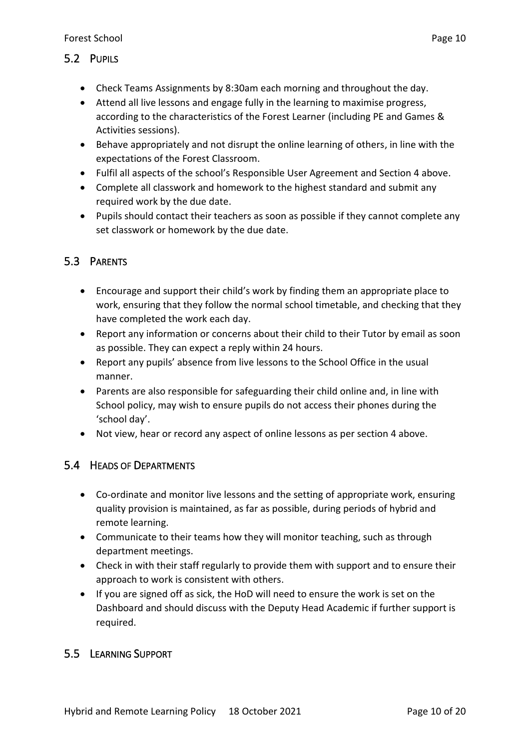## 5.2 Pupils

- Check Teams Assignments by 8:30am each morning and throughout the day.
- Attend all live lessons and engage fully in the learning to maximise progress, according to the characteristics of the Forest Learner (including PE and Games & Activities sessions).
- Behave appropriately and not disrupt the online learning of others, in line with the expectations of the Forest Classroom.
- Fulfil all aspects of the school's Responsible User Agreement and Section 4 above.
- Complete all classwork and homework to the highest standard and submit any required work by the due date.
- Pupils should contact their teachers as soon as possible if they cannot complete any set classwork or homework by the due date.

## 5.3 Parents

- Encourage and support their child's work by finding them an appropriate place to work, ensuring that they follow the normal school timetable, and checking that they have completed the work each day.
- Report any information or concerns about their child to their Tutor by email as soon as possible. They can expect a reply within 24 hours.
- Report any pupils' absence from live lessons to the School Office in the usual manner.
- Parents are also responsible for safeguarding their child online and, in line with School policy, may wish to ensure pupils do not access their phones during the 'school day'.
- Not view, hear or record any aspect of online lessons as per section 4 above.

## 5.4 Heads of Departments

- Co-ordinate and monitor live lessons and the setting of appropriate work, ensuring quality provision is maintained, as far as possible, during periods of hybrid and remote learning.
- Communicate to their teams how they will monitor teaching, such as through department meetings.
- Check in with their staff regularly to provide them with support and to ensure their approach to work is consistent with others.
- If you are signed off as sick, the HoD will need to ensure the work is set on the Dashboard and should discuss with the Deputy Head Academic if further support is required.

## 5.5 Learning Support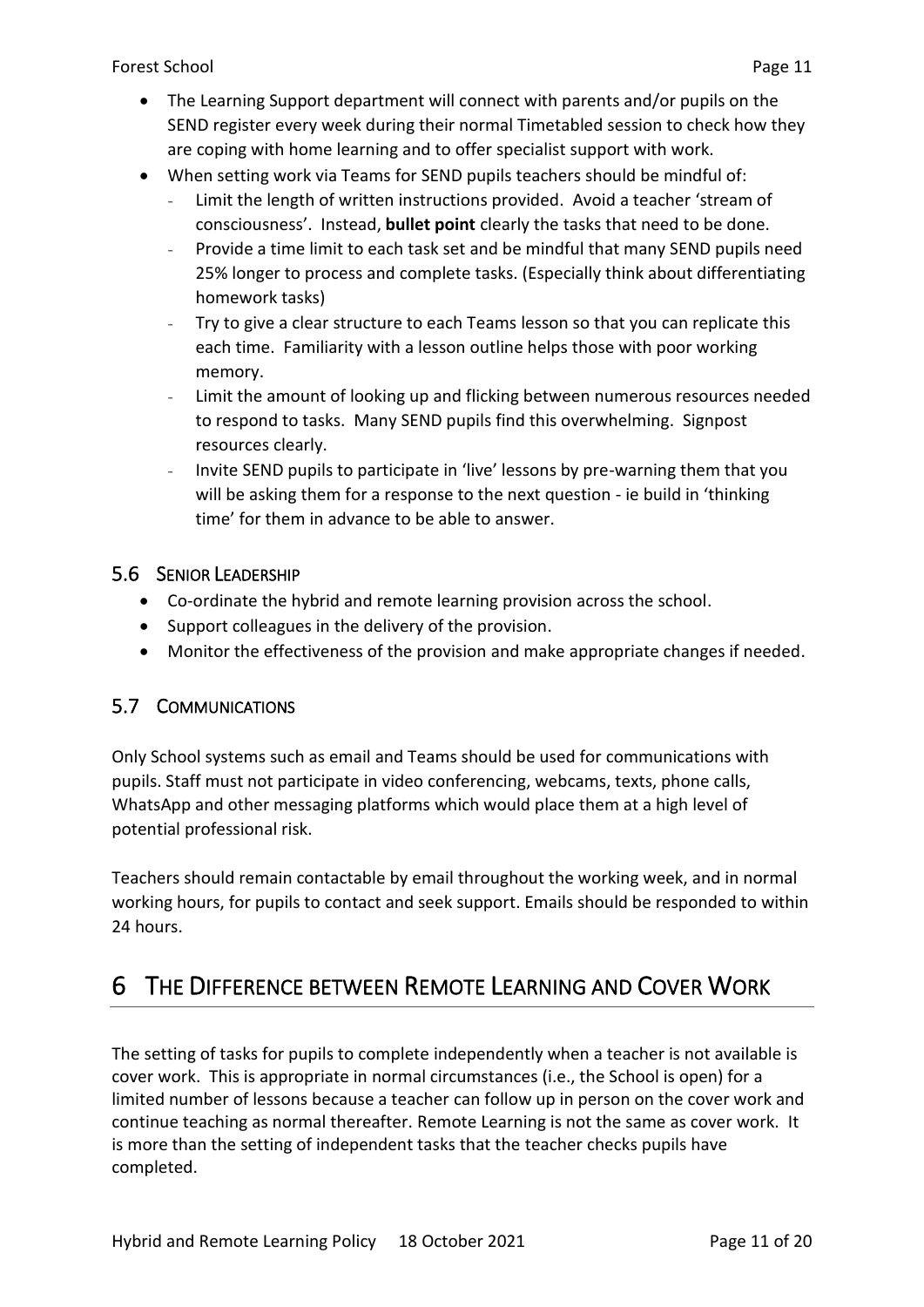- The Learning Support department will connect with parents and/or pupils on the SEND register every week during their normal Timetabled session to check how they are coping with home learning and to offer specialist support with work.
- When setting work via Teams for SEND pupils teachers should be mindful of:
  - Limit the length of written instructions provided. Avoid a teacher 'stream of consciousness'. Instead, **bullet point** clearly the tasks that need to be done.
  - Provide a time limit to each task set and be mindful that many SEND pupils need 25% longer to process and complete tasks. (Especially think about differentiating homework tasks)
  - Try to give a clear structure to each Teams lesson so that you can replicate this each time. Familiarity with a lesson outline helps those with poor working memory.
  - Limit the amount of looking up and flicking between numerous resources needed to respond to tasks. Many SEND pupils find this overwhelming. Signpost resources clearly.
  - Invite SEND pupils to participate in 'live' lessons by pre-warning them that you will be asking them for a response to the next question - ie build in 'thinking time' for them in advance to be able to answer.

### 5.6 Senior Leadership

- Co-ordinate the hybrid and remote learning provision across the school.
- Support colleagues in the delivery of the provision.
- Monitor the effectiveness of the provision and make appropriate changes if needed.

### 5.7 Communications

Only School systems such as email and Teams should be used for communications with pupils. Staff must not participate in video conferencing, webcams, texts, phone calls, WhatsApp and other messaging platforms which would place them at a high level of potential professional risk.

Teachers should remain contactable by email throughout the working week, and in normal working hours, for pupils to contact and seek support. Emails should be responded to within 24 hours.

## 6 The Difference between Remote Learning and Cover Work

The setting of tasks for pupils to complete independently when a teacher is not available is cover work. This is appropriate in normal circumstances (i.e., the School is open) for a limited number of lessons because a teacher can follow up in person on the cover work and continue teaching as normal thereafter. Remote Learning is not the same as cover work. It is more than the setting of independent tasks that the teacher checks pupils have completed.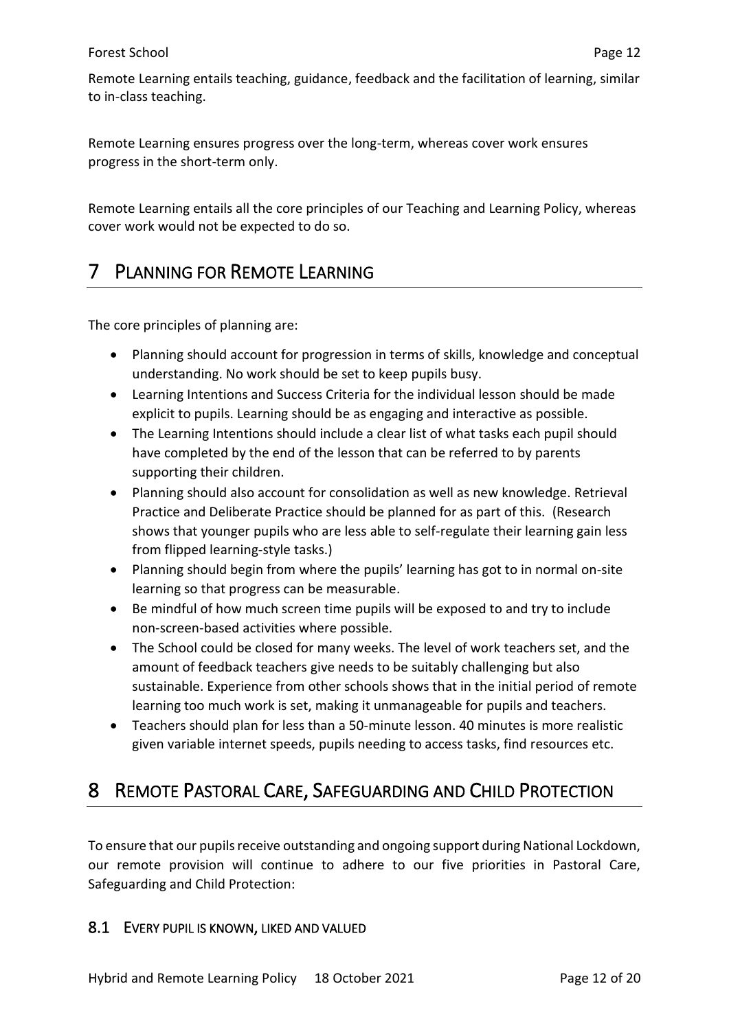Remote Learning entails teaching, guidance, feedback and the facilitation of learning, similar to in-class teaching.

Remote Learning ensures progress over the long-term, whereas cover work ensures progress in the short-term only.

Remote Learning entails all the core principles of our Teaching and Learning Policy, whereas cover work would not be expected to do so.

# 7 Planning for Remote Learning

The core principles of planning are:

- Planning should account for progression in terms of skills, knowledge and conceptual understanding. No work should be set to keep pupils busy.
- Learning Intentions and Success Criteria for the individual lesson should be made explicit to pupils. Learning should be as engaging and interactive as possible.
- The Learning Intentions should include a clear list of what tasks each pupil should have completed by the end of the lesson that can be referred to by parents supporting their children.
- Planning should also account for consolidation as well as new knowledge. Retrieval Practice and Deliberate Practice should be planned for as part of this. (Research shows that younger pupils who are less able to self-regulate their learning gain less from flipped learning-style tasks.)
- Planning should begin from where the pupils' learning has got to in normal on-site learning so that progress can be measurable.
- Be mindful of how much screen time pupils will be exposed to and try to include non-screen-based activities where possible.
- The School could be closed for many weeks. The level of work teachers set, and the amount of feedback teachers give needs to be suitably challenging but also sustainable. Experience from other schools shows that in the initial period of remote learning too much work is set, making it unmanageable for pupils and teachers.
- Teachers should plan for less than a 50-minute lesson. 40 minutes is more realistic given variable internet speeds, pupils needing to access tasks, find resources etc.

# 8 Remote Pastoral Care, Safeguarding and Child Protection

To ensure that our pupils receive outstanding and ongoing support during National Lockdown, our remote provision will continue to adhere to our five priorities in Pastoral Care, Safeguarding and Child Protection:

## 8.1 Every pupil is known, liked and valued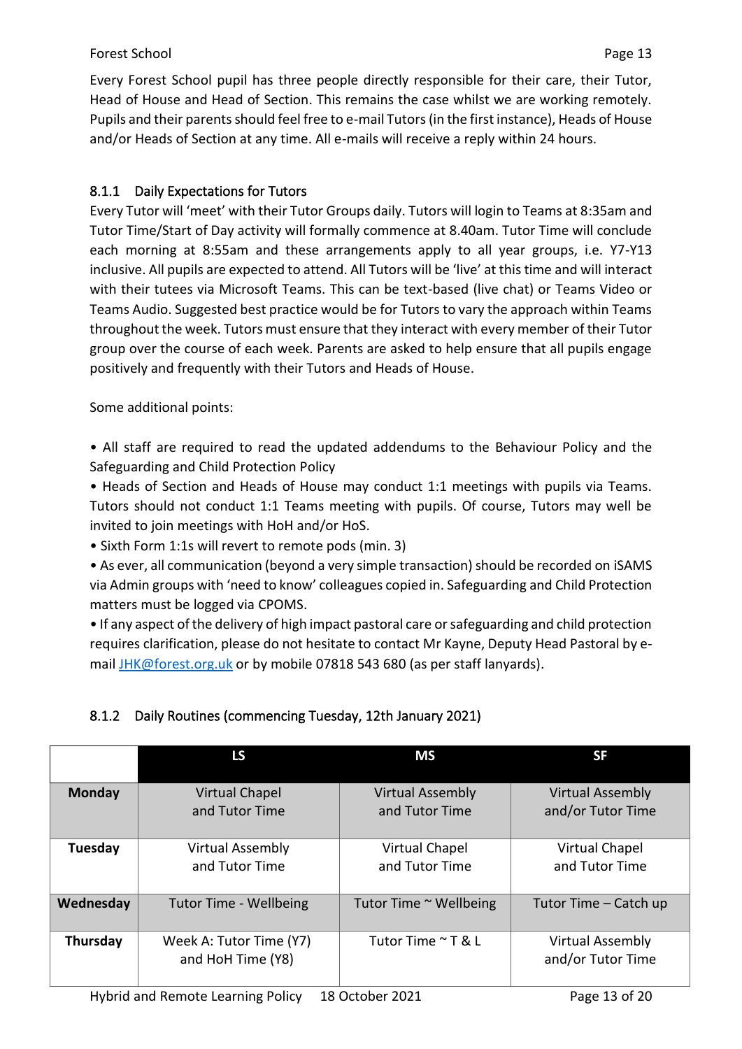Every Forest School pupil has three people directly responsible for their care, their Tutor, Head of House and Head of Section. This remains the case whilst we are working remotely. Pupils and their parents should feel free to e-mail Tutors (in the first instance), Heads of House and/or Heads of Section at any time. All e-mails will receive a reply within 24 hours.

### 8.1.1 Daily Expectations for Tutors

Every Tutor will 'meet' with their Tutor Groups daily. Tutors will login to Teams at 8:35am and Tutor Time/Start of Day activity will formally commence at 8.40am. Tutor Time will conclude each morning at 8:55am and these arrangements apply to all year groups, i.e. Y7-Y13 inclusive. All pupils are expected to attend. All Tutors will be 'live' at this time and will interact with their tutees via Microsoft Teams. This can be text-based (live chat) or Teams Video or Teams Audio. Suggested best practice would be for Tutors to vary the approach within Teams throughout the week. Tutors must ensure that they interact with every member of their Tutor group over the course of each week. Parents are asked to help ensure that all pupils engage positively and frequently with their Tutors and Heads of House.

Some additional points:

• All staff are required to read the updated addendums to the Behaviour Policy and the Safeguarding and Child Protection Policy

• Heads of Section and Heads of House may conduct 1:1 meetings with pupils via Teams. Tutors should not conduct 1:1 Teams meeting with pupils. Of course, Tutors may well be invited to join meetings with HoH and/or HoS.

• Sixth Form 1:1s will revert to remote pods (min. 3)

• As ever, all communication (beyond a very simple transaction) should be recorded on iSAMS via Admin groups with 'need to know' colleagues copied in. Safeguarding and Child Protection matters must be logged via CPOMS.

• If any aspect of the delivery of high impact pastoral care or safeguarding and child protection requires clarification, please do not hesitate to contact Mr Kayne, Deputy Head Pastoral by e-mail JHK@forest.org.uk or by mobile 07818 543 680 (as per staff lanyards).

### 8.1.2 Daily Routines (commencing Tuesday, 12th January 2021)

| | LS | MS | SF |
|---|---|---|---|
| **Monday** | Virtual Chapel and Tutor Time | Virtual Assembly and Tutor Time | Virtual Assembly and/or Tutor Time |
| **Tuesday** | Virtual Assembly and Tutor Time | Virtual Chapel and Tutor Time | Virtual Chapel and Tutor Time |
| **Wednesday** | Tutor Time - Wellbeing | Tutor Time ~ Wellbeing | Tutor Time – Catch up |
| **Thursday** | Week A: Tutor Time (Y7) and HoH Time (Y8) | Tutor Time ~ T & L | Virtual Assembly and/or Tutor Time |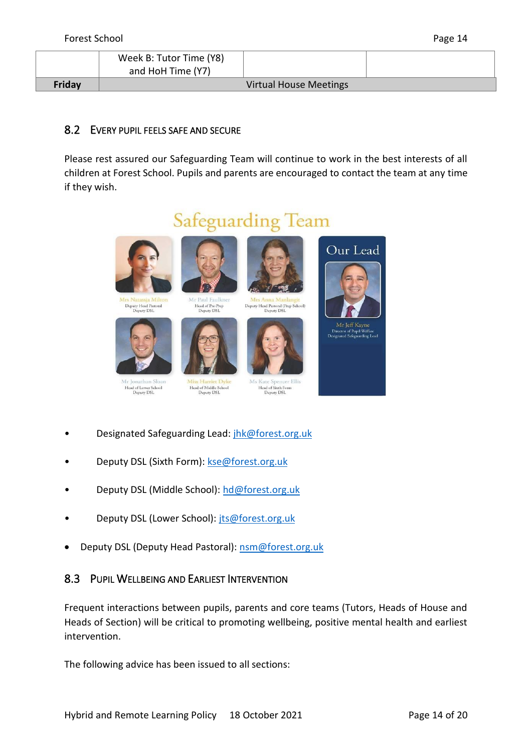|  | Week B: Tutor Time (Y8) and HoH Time (Y7) |  |  |
|---|---|---|---|
| **Friday** | Virtual House Meetings | | |

## 8.2 Every pupil feels safe and secure

Please rest assured our Safeguarding Team will continue to work in the best interests of all children at Forest School. Pupils and parents are encouraged to contact the team at any time if they wish.

Safeguarding Team

Mrs Natassja Milton – Deputy Head Pastoral, Deputy DSL
Mr Paul Faulkner – Head of Pre-Prep, Deputy DSL
Mrs Anna Manlangit – Deputy Head Pastoral (Prep School), Deputy DSL
Mr Jonathan Sloan – Head of Lower School, Deputy DSL
Miss Harriet Dyke – Head of Middle School, Deputy DSL
Ms Kate Spencer Ellis – Head of Sixth Form, Deputy DSL

Our Lead

Mr Jeff Kayne – Director of Pupil Welfare, Designated Safeguarding Lead

- Designated Safeguarding Lead: jhk@forest.org.uk
- Deputy DSL (Sixth Form): kse@forest.org.uk
- Deputy DSL (Middle School): hd@forest.org.uk
- Deputy DSL (Lower School): jts@forest.org.uk
- Deputy DSL (Deputy Head Pastoral): nsm@forest.org.uk

## 8.3 Pupil Wellbeing and Earliest Intervention

Frequent interactions between pupils, parents and core teams (Tutors, Heads of House and Heads of Section) will be critical to promoting wellbeing, positive mental health and earliest intervention.

The following advice has been issued to all sections: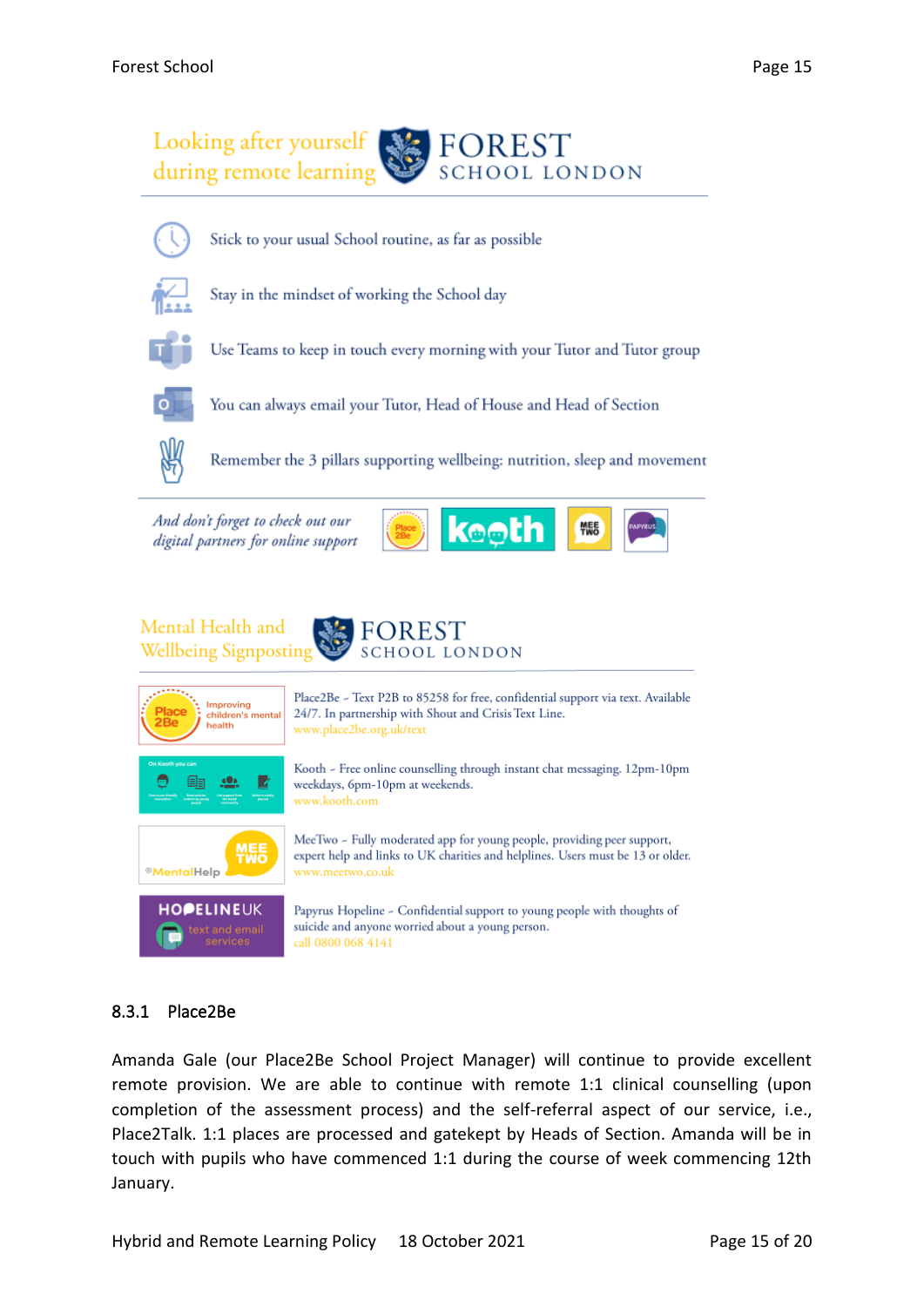## Looking after yourself during remote learning

FOREST SCHOOL LONDON

- Stick to your usual School routine, as far as possible
- Stay in the mindset of working the School day
- Use Teams to keep in touch every morning with your Tutor and Tutor group
- You can always email your Tutor, Head of House and Head of Section
- Remember the 3 pillars supporting wellbeing: nutrition, sleep and movement

*And don't forget to check out our digital partners for online support*

## Mental Health and Wellbeing Signposting

FOREST SCHOOL LONDON

Place2Be – Text P2B to 85258 for free, confidential support via text. Available 24/7. In partnership with Shout and Crisis Text Line.
www.place2be.org.uk/text

Kooth – Free online counselling through instant chat messaging. 12pm-10pm weekdays, 6pm-10pm at weekends.
www.kooth.com

MeeTwo – Fully moderated app for young people, providing peer support, expert help and links to UK charities and helplines. Users must be 13 or older.
www.meetwo.co.uk

Papyrus Hopeline – Confidential support to young people with thoughts of suicide and anyone worried about a young person.
call 0800 068 4141

### 8.3.1 Place2Be

Amanda Gale (our Place2Be School Project Manager) will continue to provide excellent remote provision. We are able to continue with remote 1:1 clinical counselling (upon completion of the assessment process) and the self-referral aspect of our service, i.e., Place2Talk. 1:1 places are processed and gatekept by Heads of Section. Amanda will be in touch with pupils who have commenced 1:1 during the course of week commencing 12th January.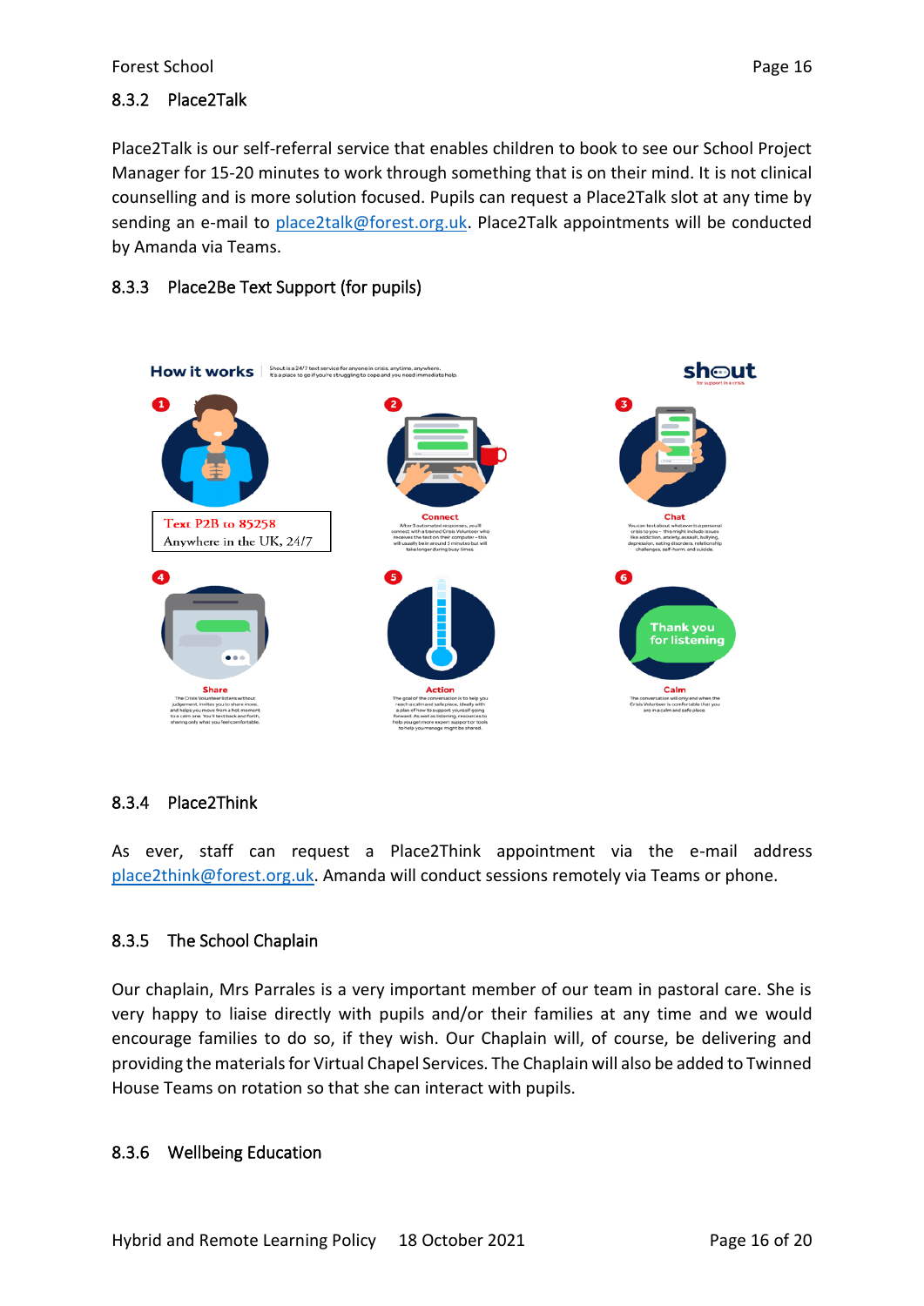### 8.3.2 Place2Talk

Place2Talk is our self-referral service that enables children to book to see our School Project Manager for 15-20 minutes to work through something that is on their mind. It is not clinical counselling and is more solution focused. Pupils can request a Place2Talk slot at any time by sending an e-mail to place2talk@forest.org.uk. Place2Talk appointments will be conducted by Amanda via Teams.

### 8.3.3 Place2Be Text Support (for pupils)

Text P2B to 85258
Anywhere in the UK, 24/7

### 8.3.4 Place2Think

As ever, staff can request a Place2Think appointment via the e-mail address place2think@forest.org.uk. Amanda will conduct sessions remotely via Teams or phone.

### 8.3.5 The School Chaplain

Our chaplain, Mrs Parrales is a very important member of our team in pastoral care. She is very happy to liaise directly with pupils and/or their families at any time and we would encourage families to do so, if they wish. Our Chaplain will, of course, be delivering and providing the materials for Virtual Chapel Services. The Chaplain will also be added to Twinned House Teams on rotation so that she can interact with pupils.

### 8.3.6 Wellbeing Education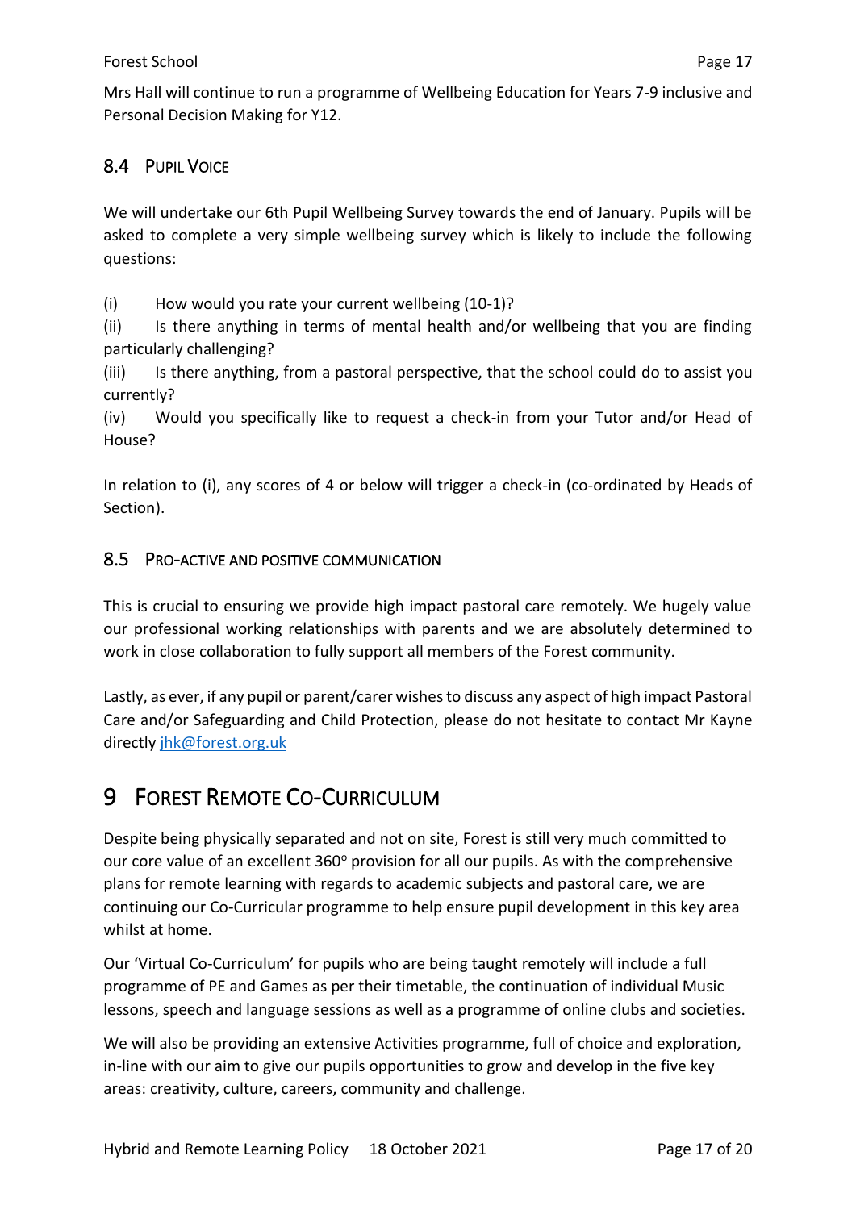Mrs Hall will continue to run a programme of Wellbeing Education for Years 7-9 inclusive and Personal Decision Making for Y12.

### 8.4 Pupil Voice

We will undertake our 6th Pupil Wellbeing Survey towards the end of January. Pupils will be asked to complete a very simple wellbeing survey which is likely to include the following questions:

(i) How would you rate your current wellbeing (10-1)?
(ii) Is there anything in terms of mental health and/or wellbeing that you are finding particularly challenging?
(iii) Is there anything, from a pastoral perspective, that the school could do to assist you currently?
(iv) Would you specifically like to request a check-in from your Tutor and/or Head of House?

In relation to (i), any scores of 4 or below will trigger a check-in (co-ordinated by Heads of Section).

### 8.5 Pro-active and positive communication

This is crucial to ensuring we provide high impact pastoral care remotely. We hugely value our professional working relationships with parents and we are absolutely determined to work in close collaboration to fully support all members of the Forest community.

Lastly, as ever, if any pupil or parent/carer wishes to discuss any aspect of high impact Pastoral Care and/or Safeguarding and Child Protection, please do not hesitate to contact Mr Kayne directly jhk@forest.org.uk

## 9 Forest Remote Co-Curriculum

Despite being physically separated and not on site, Forest is still very much committed to our core value of an excellent 360° provision for all our pupils. As with the comprehensive plans for remote learning with regards to academic subjects and pastoral care, we are continuing our Co-Curricular programme to help ensure pupil development in this key area whilst at home.

Our 'Virtual Co-Curriculum' for pupils who are being taught remotely will include a full programme of PE and Games as per their timetable, the continuation of individual Music lessons, speech and language sessions as well as a programme of online clubs and societies.

We will also be providing an extensive Activities programme, full of choice and exploration, in-line with our aim to give our pupils opportunities to grow and develop in the five key areas: creativity, culture, careers, community and challenge.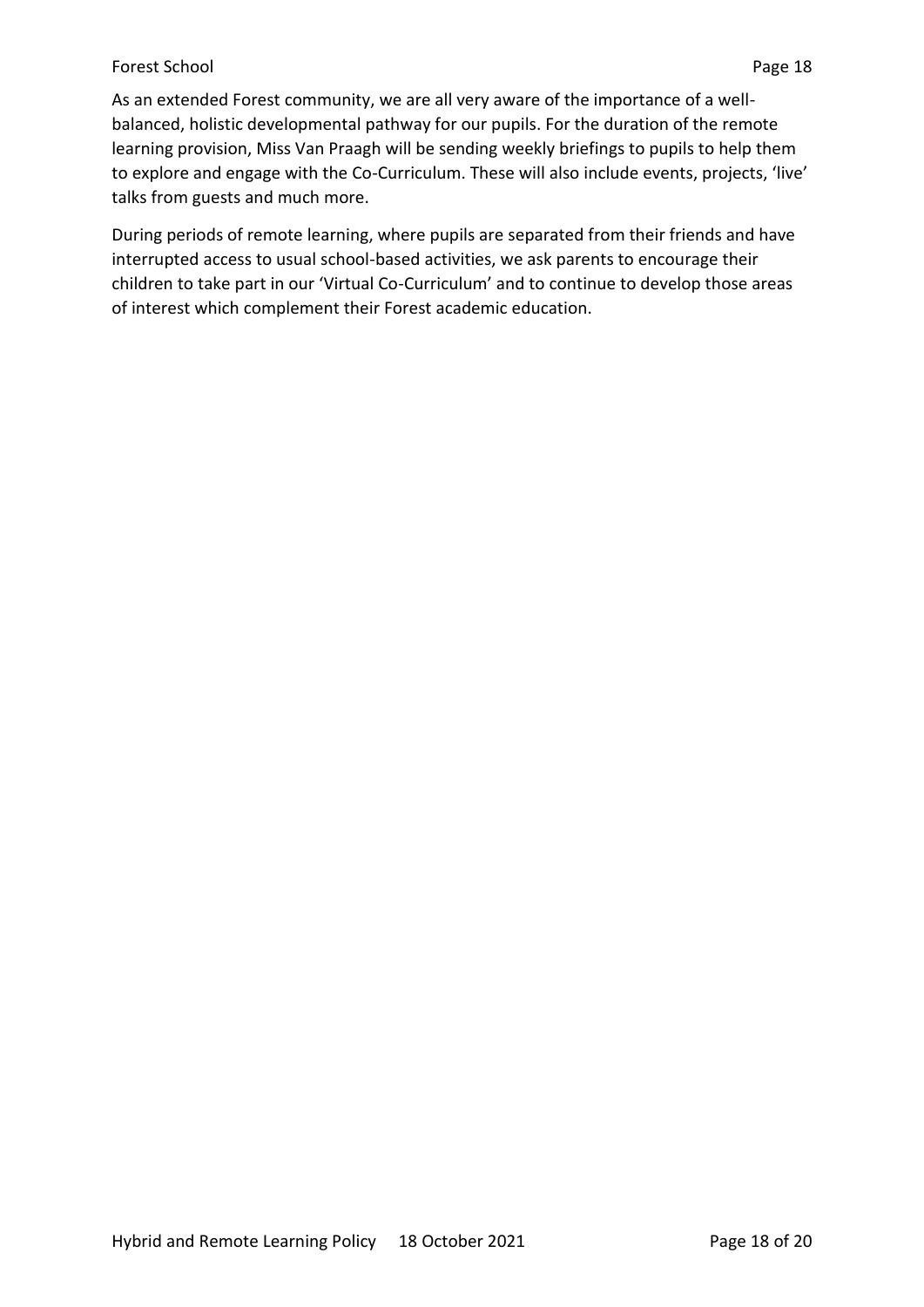As an extended Forest community, we are all very aware of the importance of a well-balanced, holistic developmental pathway for our pupils. For the duration of the remote learning provision, Miss Van Praagh will be sending weekly briefings to pupils to help them to explore and engage with the Co-Curriculum. These will also include events, projects, 'live' talks from guests and much more.

During periods of remote learning, where pupils are separated from their friends and have interrupted access to usual school-based activities, we ask parents to encourage their children to take part in our 'Virtual Co-Curriculum' and to continue to develop those areas of interest which complement their Forest academic education.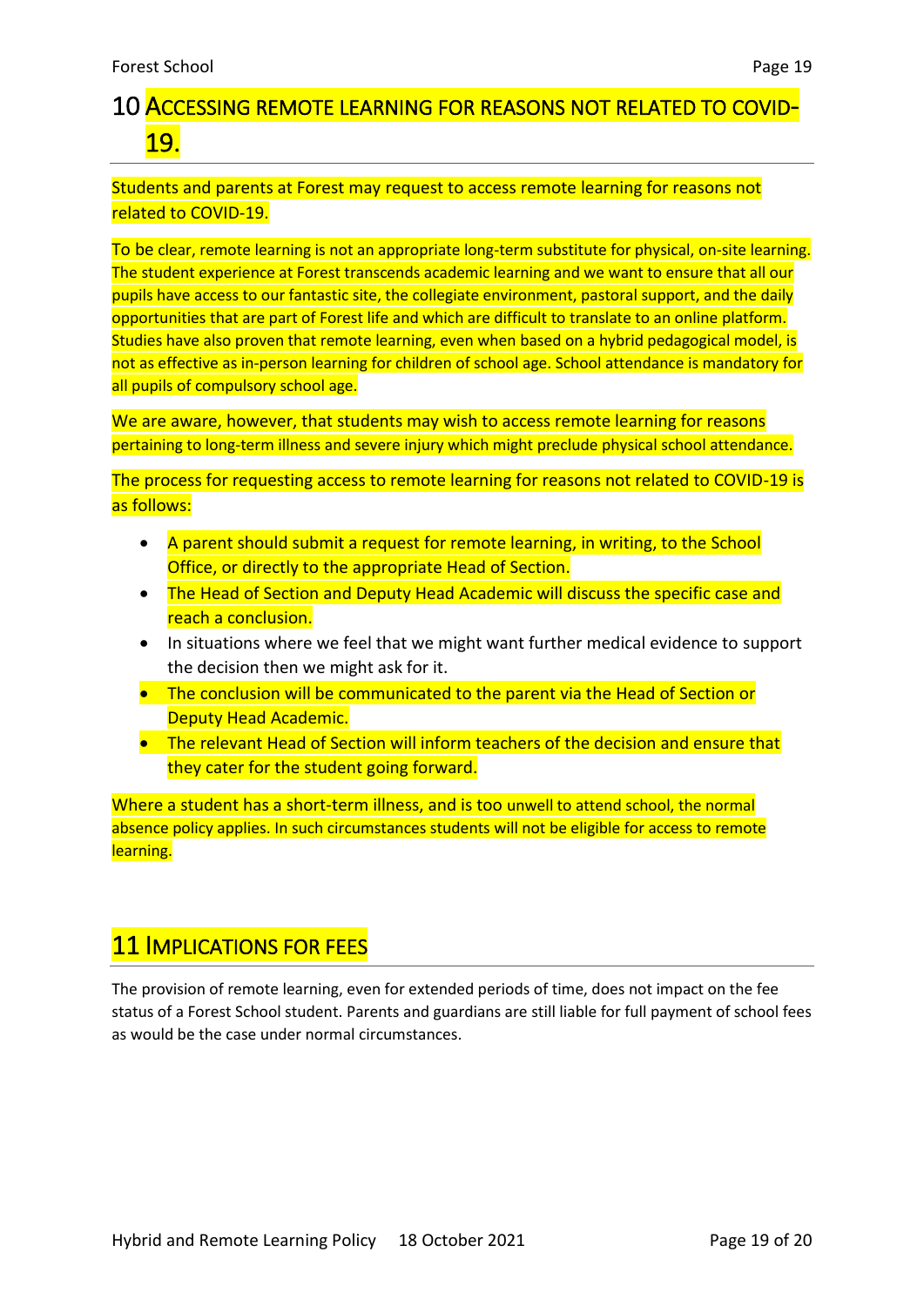# 10 Accessing remote learning for reasons not related to COVID-19.

Students and parents at Forest may request to access remote learning for reasons not related to COVID-19.

To be clear, remote learning is not an appropriate long-term substitute for physical, on-site learning. The student experience at Forest transcends academic learning and we want to ensure that all our pupils have access to our fantastic site, the collegiate environment, pastoral support, and the daily opportunities that are part of Forest life and which are difficult to translate to an online platform. Studies have also proven that remote learning, even when based on a hybrid pedagogical model, is not as effective as in-person learning for children of school age. School attendance is mandatory for all pupils of compulsory school age.

We are aware, however, that students may wish to access remote learning for reasons pertaining to long-term illness and severe injury which might preclude physical school attendance.

The process for requesting access to remote learning for reasons not related to COVID-19 is as follows:

- A parent should submit a request for remote learning, in writing, to the School Office, or directly to the appropriate Head of Section.
- The Head of Section and Deputy Head Academic will discuss the specific case and reach a conclusion.
- In situations where we feel that we might want further medical evidence to support the decision then we might ask for it.
- The conclusion will be communicated to the parent via the Head of Section or Deputy Head Academic.
- The relevant Head of Section will inform teachers of the decision and ensure that they cater for the student going forward.

Where a student has a short-term illness, and is too unwell to attend school, the normal absence policy applies. In such circumstances students will not be eligible for access to remote learning.

# 11 Implications for fees

The provision of remote learning, even for extended periods of time, does not impact on the fee status of a Forest School student. Parents and guardians are still liable for full payment of school fees as would be the case under normal circumstances.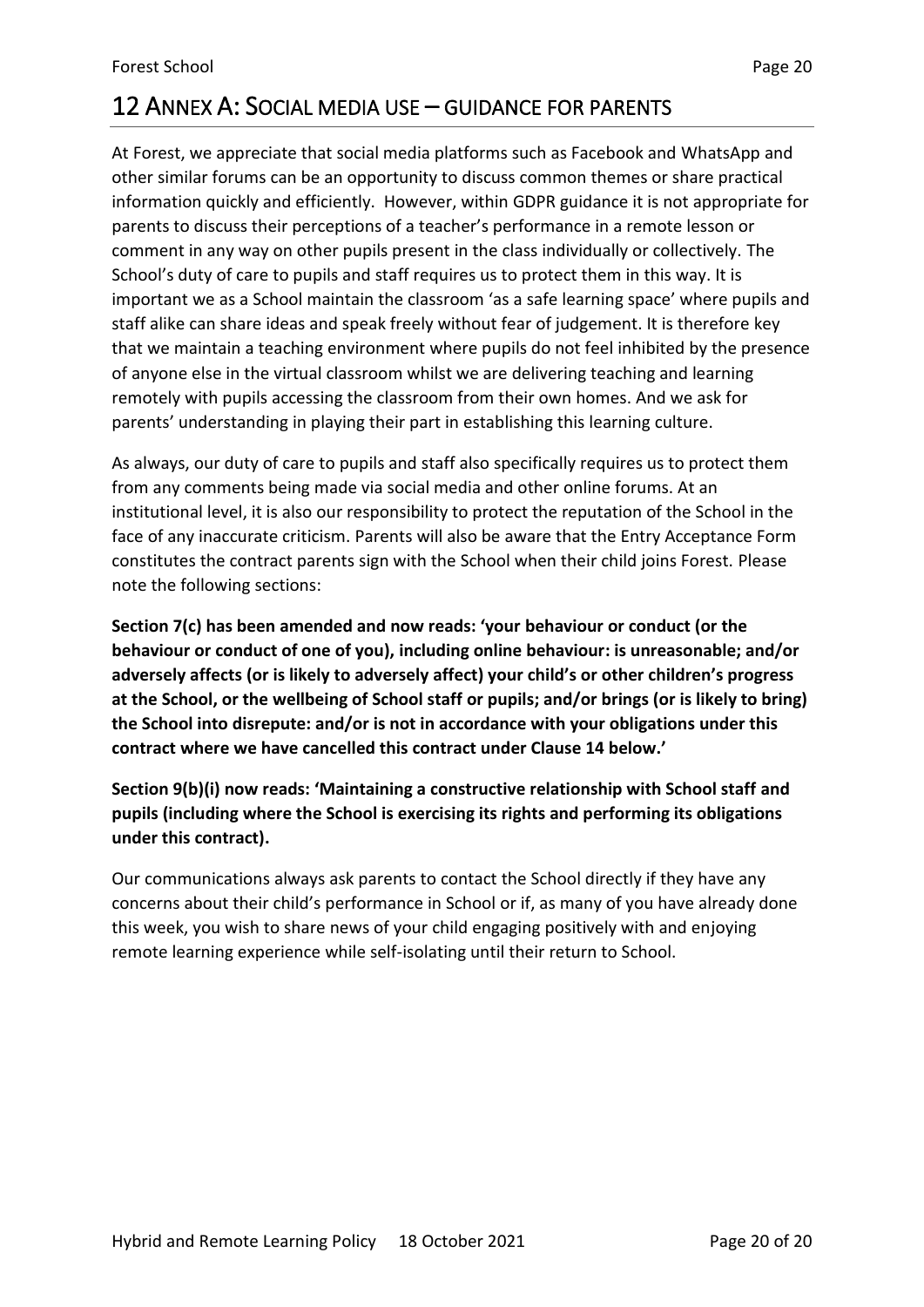# 12 Annex A: Social media use – guidance for parents

At Forest, we appreciate that social media platforms such as Facebook and WhatsApp and other similar forums can be an opportunity to discuss common themes or share practical information quickly and efficiently. However, within GDPR guidance it is not appropriate for parents to discuss their perceptions of a teacher's performance in a remote lesson or comment in any way on other pupils present in the class individually or collectively. The School's duty of care to pupils and staff requires us to protect them in this way. It is important we as a School maintain the classroom 'as a safe learning space' where pupils and staff alike can share ideas and speak freely without fear of judgement. It is therefore key that we maintain a teaching environment where pupils do not feel inhibited by the presence of anyone else in the virtual classroom whilst we are delivering teaching and learning remotely with pupils accessing the classroom from their own homes. And we ask for parents' understanding in playing their part in establishing this learning culture.

As always, our duty of care to pupils and staff also specifically requires us to protect them from any comments being made via social media and other online forums. At an institutional level, it is also our responsibility to protect the reputation of the School in the face of any inaccurate criticism. Parents will also be aware that the Entry Acceptance Form constitutes the contract parents sign with the School when their child joins Forest. Please note the following sections:

**Section 7(c) has been amended and now reads: 'your behaviour or conduct (or the behaviour or conduct of one of you), including online behaviour: is unreasonable; and/or adversely affects (or is likely to adversely affect) your child's or other children's progress at the School, or the wellbeing of School staff or pupils; and/or brings (or is likely to bring) the School into disrepute: and/or is not in accordance with your obligations under this contract where we have cancelled this contract under Clause 14 below.'**

**Section 9(b)(i) now reads: 'Maintaining a constructive relationship with School staff and pupils (including where the School is exercising its rights and performing its obligations under this contract).**

Our communications always ask parents to contact the School directly if they have any concerns about their child's performance in School or if, as many of you have already done this week, you wish to share news of your child engaging positively with and enjoying remote learning experience while self-isolating until their return to School.